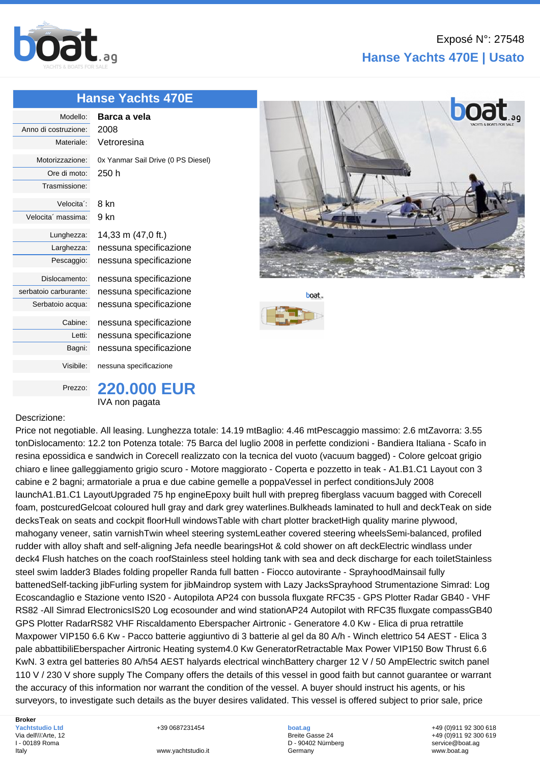Exposé N°: 27548

# Hanse Yachts 470E | Usato

## Hanse Yachts 470E

| | |
|---|---|
| Modello: | **Barca a vela** |
| Anno di costruzione: | 2008 |
| Materiale: | Vetroresina |
| Motorizzazione: | 0x Yanmar Sail Drive (0 PS Diesel) |
| Ore di moto: | 250 h |
| Trasmissione: | |
| Velocita´: | 8 kn |
| Velocita´ massima: | 9 kn |
| Lunghezza: | 14,33 m (47,0 ft.) |
| Larghezza: | nessuna specificazione |
| Pescaggio: | nessuna specificazione |
| Dislocamento: | nessuna specificazione |
| serbatoio carburante: | nessuna specificazione |
| Serbatoio acqua: | nessuna specificazione |
| Cabine: | nessuna specificazione |
| Letti: | nessuna specificazione |
| Bagni: | nessuna specificazione |
| Visibile: | nessuna specificazione |
| Prezzo: | **220.000 EUR** IVA non pagata |

Descrizione:

Price not negotiable. All leasing. Lunghezza totale: 14.19 mtBaglio: 4.46 mtPescaggio massimo: 2.6 mtZavorra: 3.55 tonDislocamento: 12.2 ton Potenza totale: 75 Barca del luglio 2008 in perfette condizioni - Bandiera Italiana - Scafo in resina epossidica e sandwich in Corecell realizzato con la tecnica del vuoto (vacuum bagged) - Colore gelcoat grigio chiaro e linee galleggiamento grigio scuro - Motore maggiorato - Coperta e pozzetto in teak - A1.B1.C1 Layout con 3 cabine e 2 bagni; armatoriale a prua e due cabine gemelle a poppaVessel in perfect conditionsJuly 2008 launchA1.B1.C1 LayoutUpgraded 75 hp engineEpoxy built hull with prepreg fiberglass vacuum bagged with Corecell foam, postcuredGelcoat coloured hull gray and dark grey waterlines.Bulkheads laminated to hull and deckTeak on side decksTeak on seats and cockpit floorHull windowsTable with chart plotter bracketHigh quality marine plywood, mahogany veneer, satin varnishTwin wheel steering systemLeather covered steering wheelsSemi-balanced, profiled rudder with alloy shaft and self-aligning Jefa needle bearingsHot & cold shower on aft deckElectric windlass under deck4 Flush hatches on the coach roofStainless steel holding tank with sea and deck discharge for each toiletStainless steel swim ladder3 Blades folding propeller Randa full batten - Fiocco autovirante - SprayhoodMainsail fully battenedSelf-tacking jibFurling system for jibMaindrop system with Lazy JacksSprayhood Strumentazione Simrad: Log Ecoscandaglio e Stazione vento IS20 - Autopilota AP24 con bussola fluxgate RFC35 - GPS Plotter Radar GB40 - VHF RS82 -All Simrad ElectronicsIS20 Log ecosounder and wind stationAP24 Autopilot with RFC35 fluxgate compassGB40 GPS Plotter RadarRS82 VHF Riscaldamento Eberspacher Airtronic - Generatore 4.0 Kw - Elica di prua retrattile Maxpower VIP150 6.6 Kw - Pacco batterie aggiuntivo di 3 batterie al gel da 80 A/h - Winch elettrico 54 AEST - Elica 3 pale abbattibiliEberspacher Airtronic Heating system4.0 Kw GeneratorRetractable Max Power VIP150 Bow Thrust 6.6 KwN. 3 extra gel batteries 80 A/h54 AEST halyards electrical winchBattery charger 12 V / 50 AmpElectric switch panel 110 V / 230 V shore supply The Company offers the details of this vessel in good faith but cannot guarantee or warrant the accuracy of this information nor warrant the condition of the vessel. A buyer should instruct his agents, or his surveyors, to investigate such details as the buyer desires validated. This vessel is offered subject to prior sale, price

**Broker**
Yachtstudio Ltd
Via dell\\'Arte, 12
I - 00189 Roma
Italy

+39 0687231454
www.yachtstudio.it

boat.ag
Breite Gasse 24
D - 90402 Nürnberg
Germany

+49 (0)911 92 300 618
+49 (0)911 92 300 619
service@boat.ag
www.boat.ag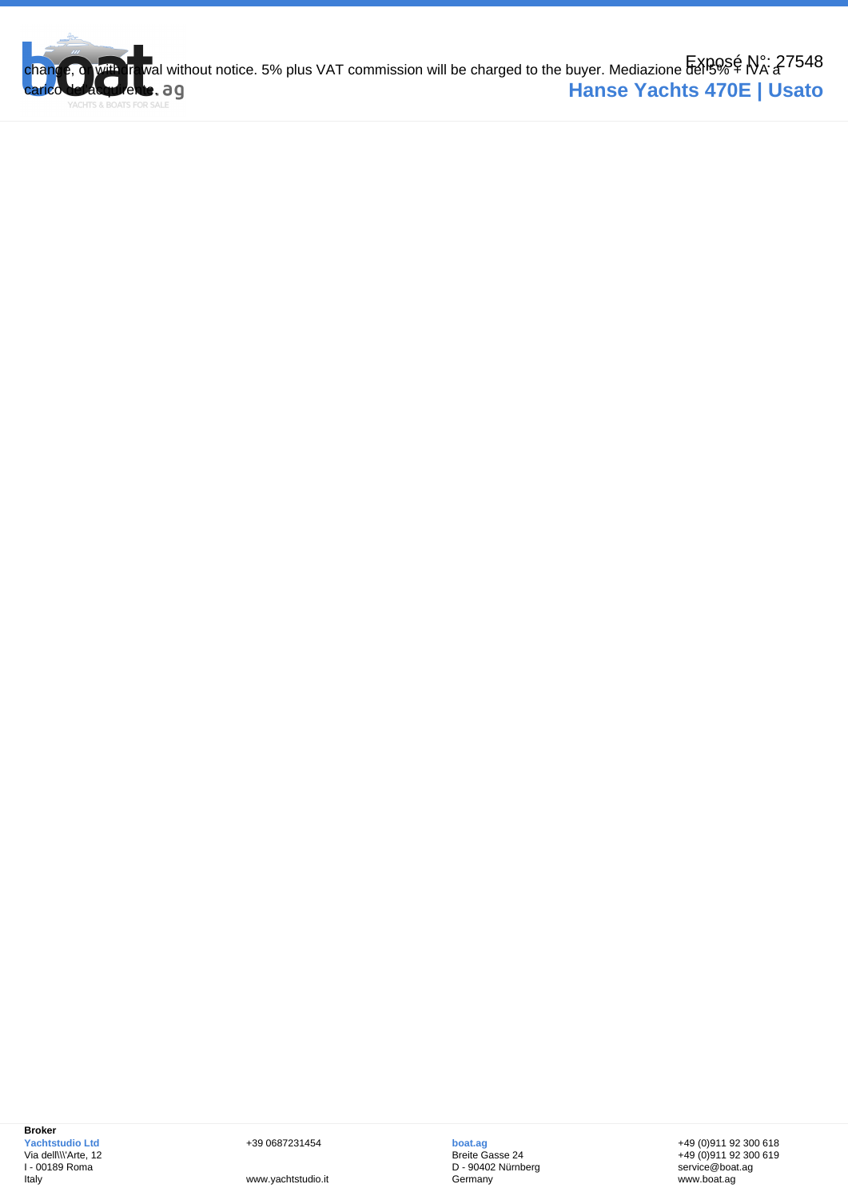change, or withdrawal without notice. 5% plus VAT commission will be charged to the buyer. Mediazione del 5% + IVA a carico dell'acquirente.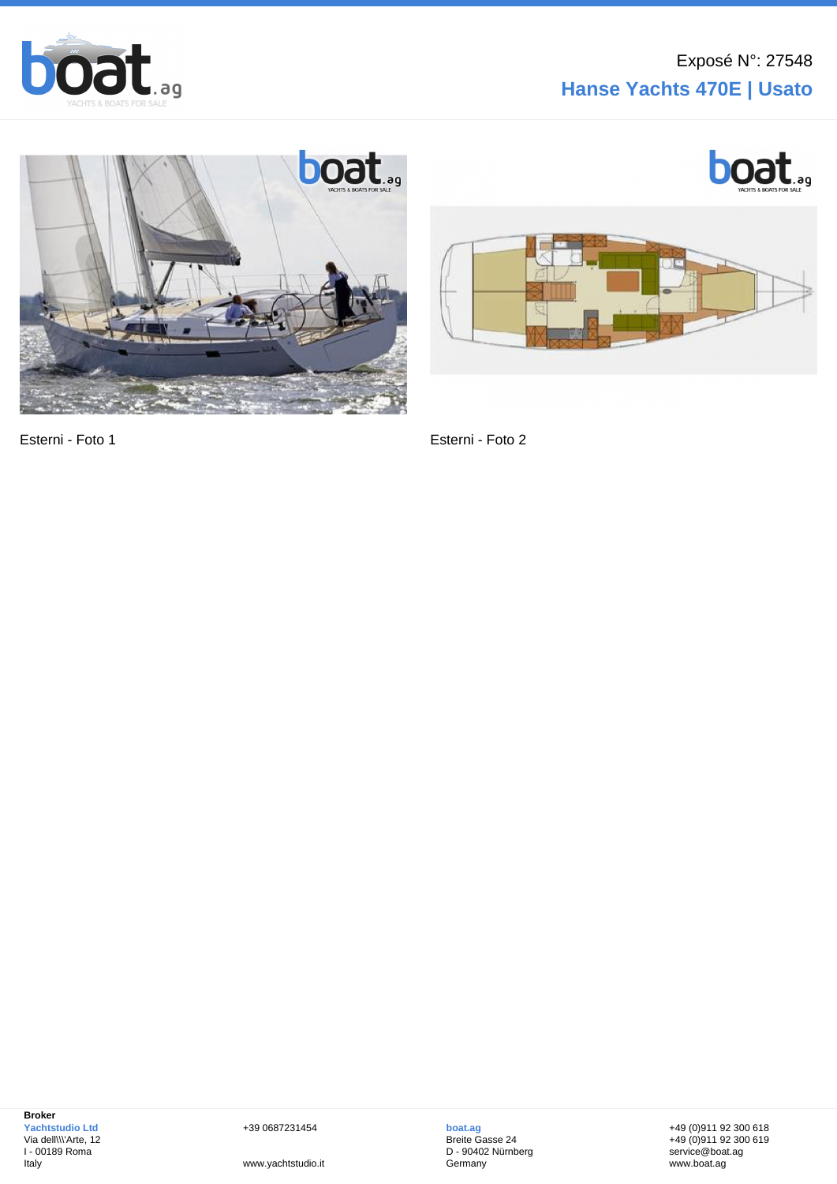Exposé N°: 27548

## Hanse Yachts 470E | Usato

Esterni - Foto 1

Esterni - Foto 2

**Broker**
Yachtstudio Ltd
Via dell\\\'Arte, 12
I - 00189 Roma
Italy

+39 0687231454

www.yachtstudio.it

boat.ag
Breite Gasse 24
D - 90402 Nürnberg
Germany

+49 (0)911 92 300 618
+49 (0)911 92 300 619
service@boat.ag
www.boat.ag